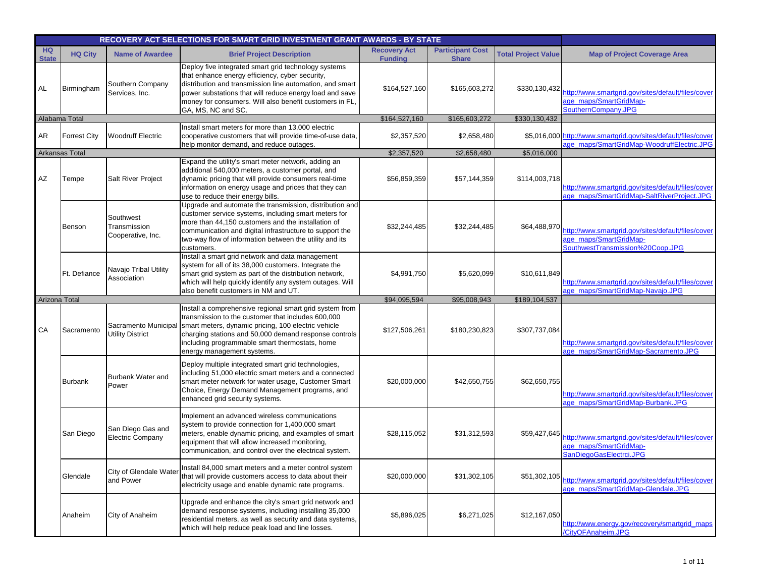# RECOVERY ACT SELECTIONS FOR SMART GRID INVESTMENT GRANT AWARDS - BY STATE

| HQ State | HQ City | Name of Awardee | Brief Project Description | Recovery Act Funding | Participant Cost Share | Total Project Value | Map of Project Coverage Area |
|---|---|---|---|---|---|---|---|
| AL | Birmingham | Southern Company Services, Inc. | Deploy five integrated smart grid technology systems that enhance energy efficiency, cyber security, distribution and transmission line automation, and smart power substations that will reduce energy load and save money for consumers. Will also benefit customers in FL, GA, MS, NC and SC. | $164,527,160 | $165,603,272 | $330,130,432 | http://www.smartgrid.gov/sites/default/files/coverage_maps/SmartGridMap-SouthernCompany.JPG |
| Alabama Total | | | | $164,527,160 | $165,603,272 | $330,130,432 | |
| AR | Forrest City | Woodruff Electric | Install smart meters for more than 13,000 electric cooperative customers that will provide time-of-use data, help monitor demand, and reduce outages. | $2,357,520 | $2,658,480 | $5,016,000 | http://www.smartgrid.gov/sites/default/files/coverage_maps/SmartGridMap-WoodruffElectric.JPG |
| Arkansas Total | | | | $2,357,520 | $2,658,480 | $5,016,000 | |
| AZ | Tempe | Salt River Project | Expand the utility's smart meter network, adding an additional 540,000 meters, a customer portal, and dynamic pricing that will provide consumers real-time information on energy usage and prices that they can use to reduce their energy bills. | $56,859,359 | $57,144,359 | $114,003,718 | http://www.smartgrid.gov/sites/default/files/coverage_maps/SmartGridMap-SaltRiverProject.JPG |
| | Benson | Southwest Transmission Cooperative, Inc. | Upgrade and automate the transmission, distribution and customer service systems, including smart meters for more than 44,150 customers and the installation of communication and digital infrastructure to support the two-way flow of information between the utility and its customers. | $32,244,485 | $32,244,485 | $64,488,970 | http://www.smartgrid.gov/sites/default/files/coverage_maps/SmartGridMap-SouthwestTransmission%20Coop.JPG |
| | Ft. Defiance | Navajo Tribal Utility Association | Install a smart grid network and data management system for all of its 38,000 customers. Integrate the smart grid system as part of the distribution network, which will help quickly identify any system outages. Will also benefit customers in NM and UT. | $4,991,750 | $5,620,099 | $10,611,849 | http://www.smartgrid.gov/sites/default/files/coverage_maps/SmartGridMap-Navajo.JPG |
| Arizona Total | | | | $94,095,594 | $95,008,943 | $189,104,537 | |
| CA | Sacramento | Sacramento Municipal Utility District | Install a comprehensive regional smart grid system from transmission to the customer that includes 600,000 smart meters, dynamic pricing, 100 electric vehicle charging stations and 50,000 demand response controls including programmable smart thermostats, home energy management systems. | $127,506,261 | $180,230,823 | $307,737,084 | http://www.smartgrid.gov/sites/default/files/coverage_maps/SmartGridMap-Sacramento.JPG |
| | Burbank | Burbank Water and Power | Deploy multiple integrated smart grid technologies, including 51,000 electric smart meters and a connected smart meter network for water usage, Customer Smart Choice, Energy Demand Management programs, and enhanced grid security systems. | $20,000,000 | $42,650,755 | $62,650,755 | http://www.smartgrid.gov/sites/default/files/coverage_maps/SmartGridMap-Burbank.JPG |
| | San Diego | San Diego Gas and Electric Company | Implement an advanced wireless communications system to provide connection for 1,400,000 smart meters, enable dynamic pricing, and examples of smart equipment that will allow increased monitoring, communication, and control over the electrical system. | $28,115,052 | $31,312,593 | $59,427,645 | http://www.smartgrid.gov/sites/default/files/coverage_maps/SmartGridMap-SanDiegoGasElectrci.JPG |
| | Glendale | City of Glendale Water and Power | Install 84,000 smart meters and a meter control system that will provide customers access to data about their electricity usage and enable dynamic rate programs. | $20,000,000 | $31,302,105 | $51,302,105 | http://www.smartgrid.gov/sites/default/files/coverage_maps/SmartGridMap-Glendale.JPG |
| | Anaheim | City of Anaheim | Upgrade and enhance the city's smart grid network and demand response systems, including installing 35,000 residential meters, as well as security and data systems, which will help reduce peak load and line losses. | $5,896,025 | $6,271,025 | $12,167,050 | http://www.energy.gov/recovery/smartgrid_maps/CityOFAnaheim.JPG |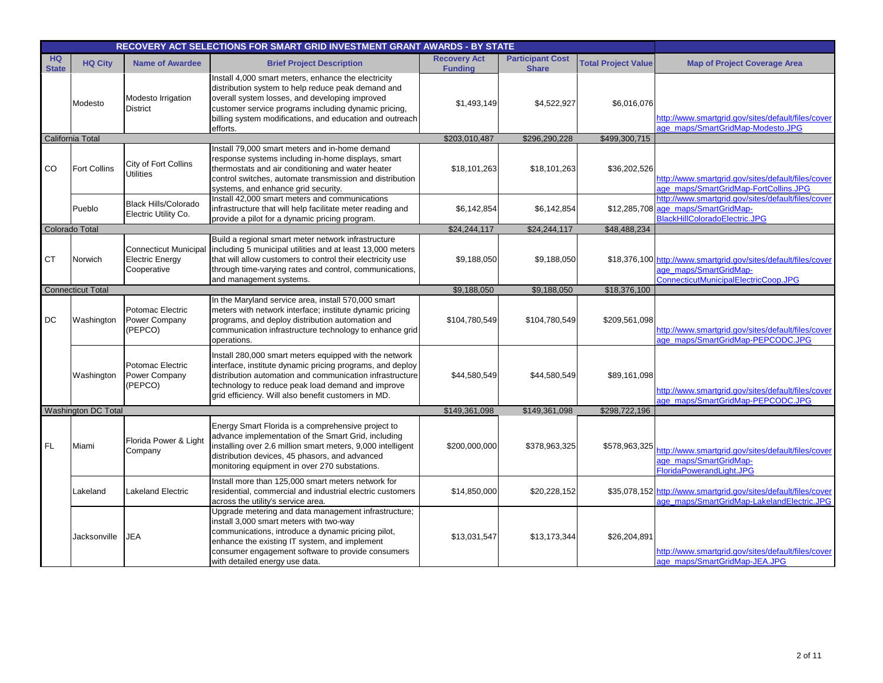| RECOVERY ACT SELECTIONS FOR SMART GRID INVESTMENT GRANT AWARDS - BY STATE | | | | | | | |
|---|---|---|---|---|---|---|---|
| HQ State | HQ City | Name of Awardee | Brief Project Description | Recovery Act Funding | Participant Cost Share | Total Project Value | Map of Project Coverage Area |
| | Modesto | Modesto Irrigation District | Install 4,000 smart meters, enhance the electricity distribution system to help reduce peak demand and overall system losses, and developing improved customer service programs including dynamic pricing, billing system modifications, and education and outreach efforts. | $1,493,149 | $4,522,927 | $6,016,076 | http://www.smartgrid.gov/sites/default/files/coverage_maps/SmartGridMap-Modesto.JPG |
| California Total | | | | $203,010,487 | $296,290,228 | $499,300,715 | |
| CO | Fort Collins | City of Fort Collins Utilities | Install 79,000 smart meters and in-home demand response systems including in-home displays, smart thermostats and air conditioning and water heater control switches, automate transmission and distribution systems, and enhance grid security. | $18,101,263 | $18,101,263 | $36,202,526 | http://www.smartgrid.gov/sites/default/files/coverage_maps/SmartGridMap-FortCollins.JPG |
| | Pueblo | Black Hills/Colorado Electric Utility Co. | Install 42,000 smart meters and communications infrastructure that will help facilitate meter reading and provide a pilot for a dynamic pricing program. | $6,142,854 | $6,142,854 | $12,285,708 | http://www.smartgrid.gov/sites/default/files/coverage_maps/SmartGridMap-BlackHillColoradoElectric.JPG |
| Colorado Total | | | | $24,244,117 | $24,244,117 | $48,488,234 | |
| CT | Norwich | Connecticut Municipal Electric Energy Cooperative | Build a regional smart meter network infrastructure including 5 municipal utilities and at least 13,000 meters that will allow customers to control their electricity use through time-varying rates and control, communications, and management systems. | $9,188,050 | $9,188,050 | $18,376,100 | http://www.smartgrid.gov/sites/default/files/coverage_maps/SmartGridMap-ConnecticutMunicipalElectricCoop.JPG |
| Connecticut Total | | | | $9,188,050 | $9,188,050 | $18,376,100 | |
| DC | Washington | Potomac Electric Power Company (PEPCO) | In the Maryland service area, install 570,000 smart meters with network interface; institute dynamic pricing programs, and deploy distribution automation and communication infrastructure technology to enhance grid operations. | $104,780,549 | $104,780,549 | $209,561,098 | http://www.smartgrid.gov/sites/default/files/coverage_maps/SmartGridMap-PEPCODC.JPG |
| | Washington | Potomac Electric Power Company (PEPCO) | Install 280,000 smart meters equipped with the network interface, institute dynamic pricing programs, and deploy distribution automation and communication infrastructure technology to reduce peak load demand and improve grid efficiency. Will also benefit customers in MD. | $44,580,549 | $44,580,549 | $89,161,098 | http://www.smartgrid.gov/sites/default/files/coverage_maps/SmartGridMap-PEPCODC.JPG |
| Washington DC Total | | | | $149,361,098 | $149,361,098 | $298,722,196 | |
| FL | Miami | Florida Power & Light Company | Energy Smart Florida is a comprehensive project to advance implementation of the Smart Grid, including installing over 2.6 million smart meters, 9,000 intelligent distribution devices, 45 phasors, and advanced monitoring equipment in over 270 substations. | $200,000,000 | $378,963,325 | $578,963,325 | http://www.smartgrid.gov/sites/default/files/coverage_maps/SmartGridMap-FloridaPowerandLight.JPG |
| | Lakeland | Lakeland Electric | Install more than 125,000 smart meters network for residential, commercial and industrial electric customers across the utility's service area. | $14,850,000 | $20,228,152 | $35,078,152 | http://www.smartgrid.gov/sites/default/files/coverage_maps/SmartGridMap-LakelandElectric.JPG |
| | Jacksonville | JEA | Upgrade metering and data management infrastructure; install 3,000 smart meters with two-way communications, introduce a dynamic pricing pilot, enhance the existing IT system, and implement consumer engagement software to provide consumers with detailed energy use data. | $13,031,547 | $13,173,344 | $26,204,891 | http://www.smartgrid.gov/sites/default/files/coverage_maps/SmartGridMap-JEA.JPG |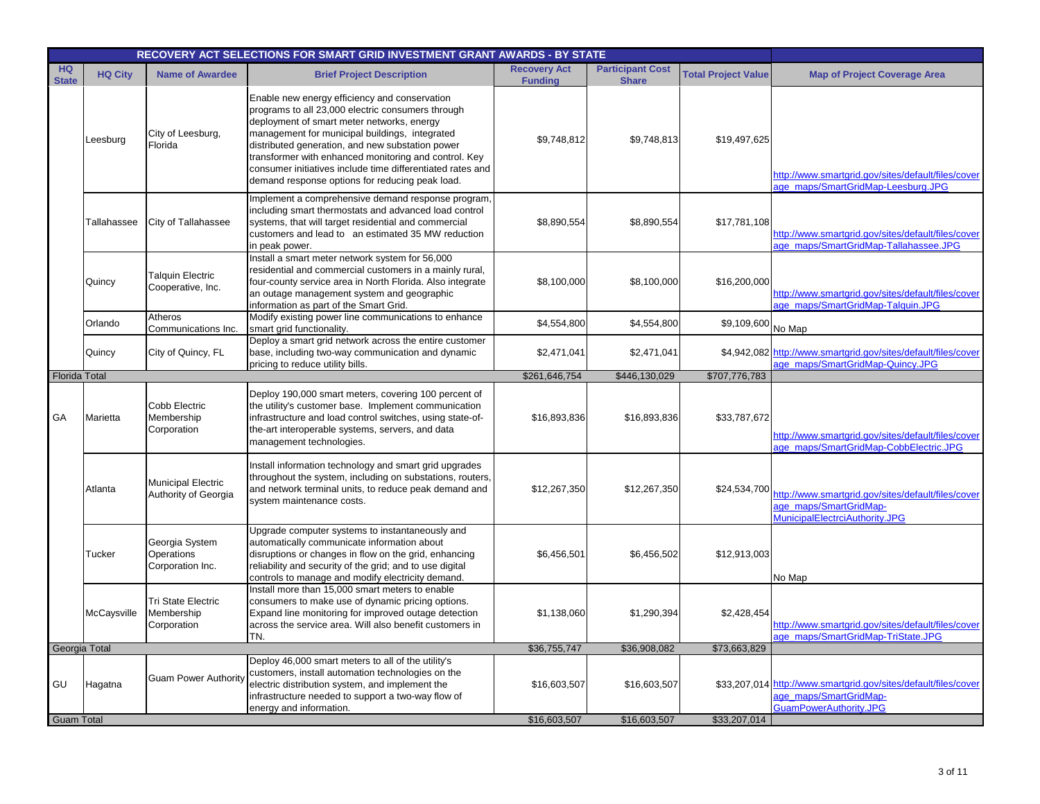| RECOVERY ACT SELECTIONS FOR SMART GRID INVESTMENT GRANT AWARDS - BY STATE | | | | | | | |
|---|---|---|---|---|---|---|---|
| **HQ State** | **HQ City** | **Name of Awardee** | **Brief Project Description** | **Recovery Act Funding** | **Participant Cost Share** | **Total Project Value** | **Map of Project Coverage Area** |
| | Leesburg | City of Leesburg, Florida | Enable new energy efficiency and conservation programs to all 23,000 electric consumers through deployment of smart meter networks, energy management for municipal buildings, integrated distributed generation, and new substation power transformer with enhanced monitoring and control. Key consumer initiatives include time differentiated rates and demand response options for reducing peak load. | $9,748,812 | $9,748,813 | $19,497,625 | http://www.smartgrid.gov/sites/default/files/coverage_maps/SmartGridMap-Leesburg.JPG |
| | Tallahassee | City of Tallahassee | Implement a comprehensive demand response program, including smart thermostats and advanced load control systems, that will target residential and commercial customers and lead to an estimated 35 MW reduction in peak power. | $8,890,554 | $8,890,554 | $17,781,108 | http://www.smartgrid.gov/sites/default/files/coverage_maps/SmartGridMap-Tallahassee.JPG |
| | Quincy | Talquin Electric Cooperative, Inc. | Install a smart meter network system for 56,000 residential and commercial customers in a mainly rural, four-county service area in North Florida. Also integrate an outage management system and geographic information as part of the Smart Grid. | $8,100,000 | $8,100,000 | $16,200,000 | http://www.smartgrid.gov/sites/default/files/coverage_maps/SmartGridMap-Talquin.JPG |
| | Orlando | Atheros Communications Inc. | Modify existing power line communications to enhance smart grid functionality. | $4,554,800 | $4,554,800 | $9,109,600 | No Map |
| | Quincy | City of Quincy, FL | Deploy a smart grid network across the entire customer base, including two-way communication and dynamic pricing to reduce utility bills. | $2,471,041 | $2,471,041 | $4,942,082 | http://www.smartgrid.gov/sites/default/files/coverage_maps/SmartGridMap-Quincy.JPG |
| Florida Total | | | | $261,646,754 | $446,130,029 | $707,776,783 | |
| GA | Marietta | Cobb Electric Membership Corporation | Deploy 190,000 smart meters, covering 100 percent of the utility's customer base. Implement communication infrastructure and load control switches, using state-of-the-art interoperable systems, servers, and data management technologies. | $16,893,836 | $16,893,836 | $33,787,672 | http://www.smartgrid.gov/sites/default/files/coverage_maps/SmartGridMap-CobbElectric.JPG |
| | Atlanta | Municipal Electric Authority of Georgia | Install information technology and smart grid upgrades throughout the system, including on substations, routers, and network terminal units, to reduce peak demand and system maintenance costs. | $12,267,350 | $12,267,350 | $24,534,700 | http://www.smartgrid.gov/sites/default/files/coverage_maps/SmartGridMap-MunicipalElectrciAuthority.JPG |
| | Tucker | Georgia System Operations Corporation Inc. | Upgrade computer systems to instantaneously and automatically communicate information about disruptions or changes in flow on the grid, enhancing reliability and security of the grid; and to use digital controls to manage and modify electricity demand. | $6,456,501 | $6,456,502 | $12,913,003 | No Map |
| | McCaysville | Tri State Electric Membership Corporation | Install more than 15,000 smart meters to enable consumers to make use of dynamic pricing options. Expand line monitoring for improved outage detection across the service area. Will also benefit customers in TN. | $1,138,060 | $1,290,394 | $2,428,454 | http://www.smartgrid.gov/sites/default/files/coverage_maps/SmartGridMap-TriState.JPG |
| Georgia Total | | | | $36,755,747 | $36,908,082 | $73,663,829 | |
| GU | Hagatna | Guam Power Authority | Deploy 46,000 smart meters to all of the utility's customers, install automation technologies on the electric distribution system, and implement the infrastructure needed to support a two-way flow of energy and information. | $16,603,507 | $16,603,507 | $33,207,014 | http://www.smartgrid.gov/sites/default/files/coverage_maps/SmartGridMap-GuamPowerAuthority.JPG |
| Guam Total | | | | $16,603,507 | $16,603,507 | $33,207,014 | |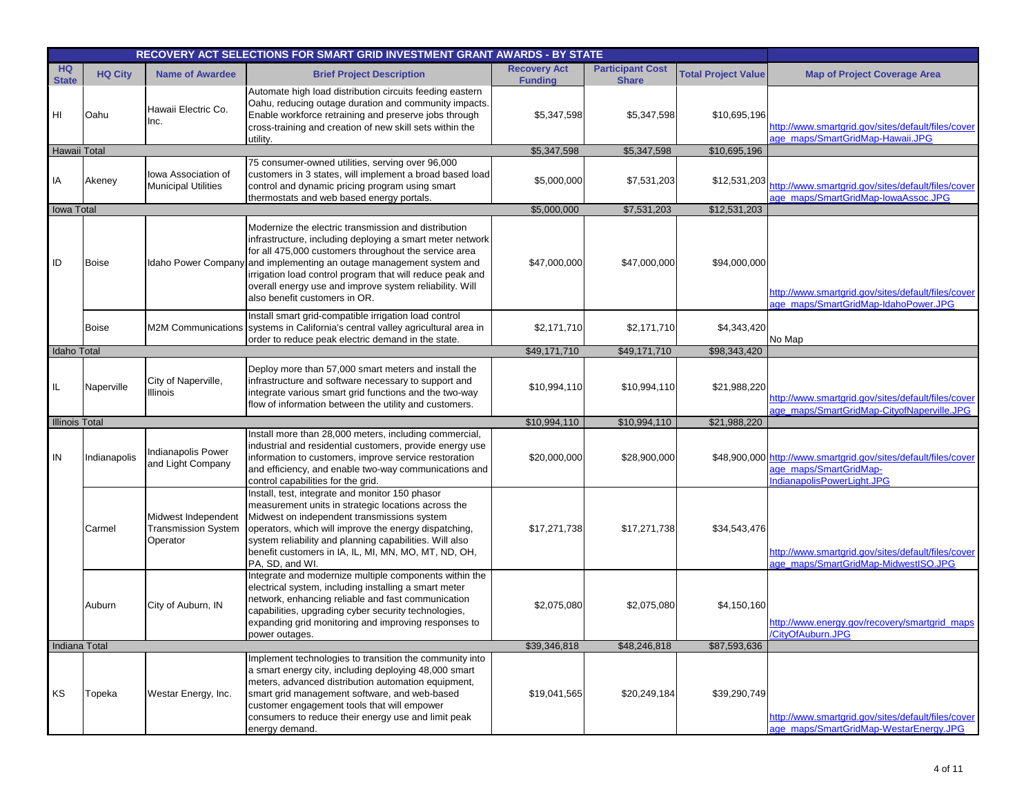| RECOVERY ACT SELECTIONS FOR SMART GRID INVESTMENT GRANT AWARDS - BY STATE | | | | | | | |
|---|---|---|---|---|---|---|---|
| HQ State | HQ City | Name of Awardee | Brief Project Description | Recovery Act Funding | Participant Cost Share | Total Project Value | Map of Project Coverage Area |
| HI | Oahu | Hawaii Electric Co. Inc. | Automate high load distribution circuits feeding eastern Oahu, reducing outage duration and community impacts. Enable workforce retraining and preserve jobs through cross-training and creation of new skill sets within the utility. | $5,347,598 | $5,347,598 | $10,695,196 | http://www.smartgrid.gov/sites/default/files/coverage_maps/SmartGridMap-Hawaii.JPG |
| Hawaii Total | | | | $5,347,598 | $5,347,598 | $10,695,196 | |
| IA | Akeney | Iowa Association of Municipal Utilities | 75 consumer-owned utilities, serving over 96,000 customers in 3 states, will implement a broad based load control and dynamic pricing program using smart thermostats and web based energy portals. | $5,000,000 | $7,531,203 | $12,531,203 | http://www.smartgrid.gov/sites/default/files/coverage_maps/SmartGridMap-IowaAssoc.JPG |
| Iowa Total | | | | $5,000,000 | $7,531,203 | $12,531,203 | |
| ID | Boise | Idaho Power Company | Modernize the electric transmission and distribution infrastructure, including deploying a smart meter network for all 475,000 customers throughout the service area and implementing an outage management system and irrigation load control program that will reduce peak and overall energy use and improve system reliability. Will also benefit customers in OR. | $47,000,000 | $47,000,000 | $94,000,000 | http://www.smartgrid.gov/sites/default/files/coverage_maps/SmartGridMap-IdahoPower.JPG |
| | Boise | M2M Communications | Install smart grid-compatible irrigation load control systems in California's central valley agricultural area in order to reduce peak electric demand in the state. | $2,171,710 | $2,171,710 | $4,343,420 | No Map |
| Idaho Total | | | | $49,171,710 | $49,171,710 | $98,343,420 | |
| IL | Naperville | City of Naperville, Illinois | Deploy more than 57,000 smart meters and install the infrastructure and software necessary to support and integrate various smart grid functions and the two-way flow of information between the utility and customers. | $10,994,110 | $10,994,110 | $21,988,220 | http://www.smartgrid.gov/sites/default/files/coverage_maps/SmartGridMap-CityofNaperville.JPG |
| Illinois Total | | | | $10,994,110 | $10,994,110 | $21,988,220 | |
| IN | Indianapolis | Indianapolis Power and Light Company | Install more than 28,000 meters, including commercial, industrial and residential customers, provide energy use information to customers, improve service restoration and efficiency, and enable two-way communications and control capabilities for the grid. | $20,000,000 | $28,900,000 | $48,900,000 | http://www.smartgrid.gov/sites/default/files/coverage_maps/SmartGridMap-IndianapolisPowerLight.JPG |
| | Carmel | Midwest Independent Transmission System Operator | Install, test, integrate and monitor 150 phasor measurement units in strategic locations across the Midwest on independent transmissions system operators, which will improve the energy dispatching, system reliability and planning capabilities. Will also benefit customers in IA, IL, MI, MN, MO, MT, ND, OH, PA, SD, and WI. | $17,271,738 | $17,271,738 | $34,543,476 | http://www.smartgrid.gov/sites/default/files/coverage_maps/SmartGridMap-MidwestISO.JPG |
| | Auburn | City of Auburn, IN | Integrate and modernize multiple components within the electrical system, including installing a smart meter network, enhancing reliable and fast communication capabilities, upgrading cyber security technologies, expanding grid monitoring and improving responses to power outages. | $2,075,080 | $2,075,080 | $4,150,160 | http://www.energy.gov/recovery/smartgrid_maps/CityOfAuburn.JPG |
| Indiana Total | | | | $39,346,818 | $48,246,818 | $87,593,636 | |
| KS | Topeka | Westar Energy, Inc. | Implement technologies to transition the community into a smart energy city, including deploying 48,000 smart meters, advanced distribution automation equipment, smart grid management software, and web-based customer engagement tools that will empower consumers to reduce their energy use and limit peak energy demand. | $19,041,565 | $20,249,184 | $39,290,749 | http://www.smartgrid.gov/sites/default/files/coverage_maps/SmartGridMap-WestarEnergy.JPG |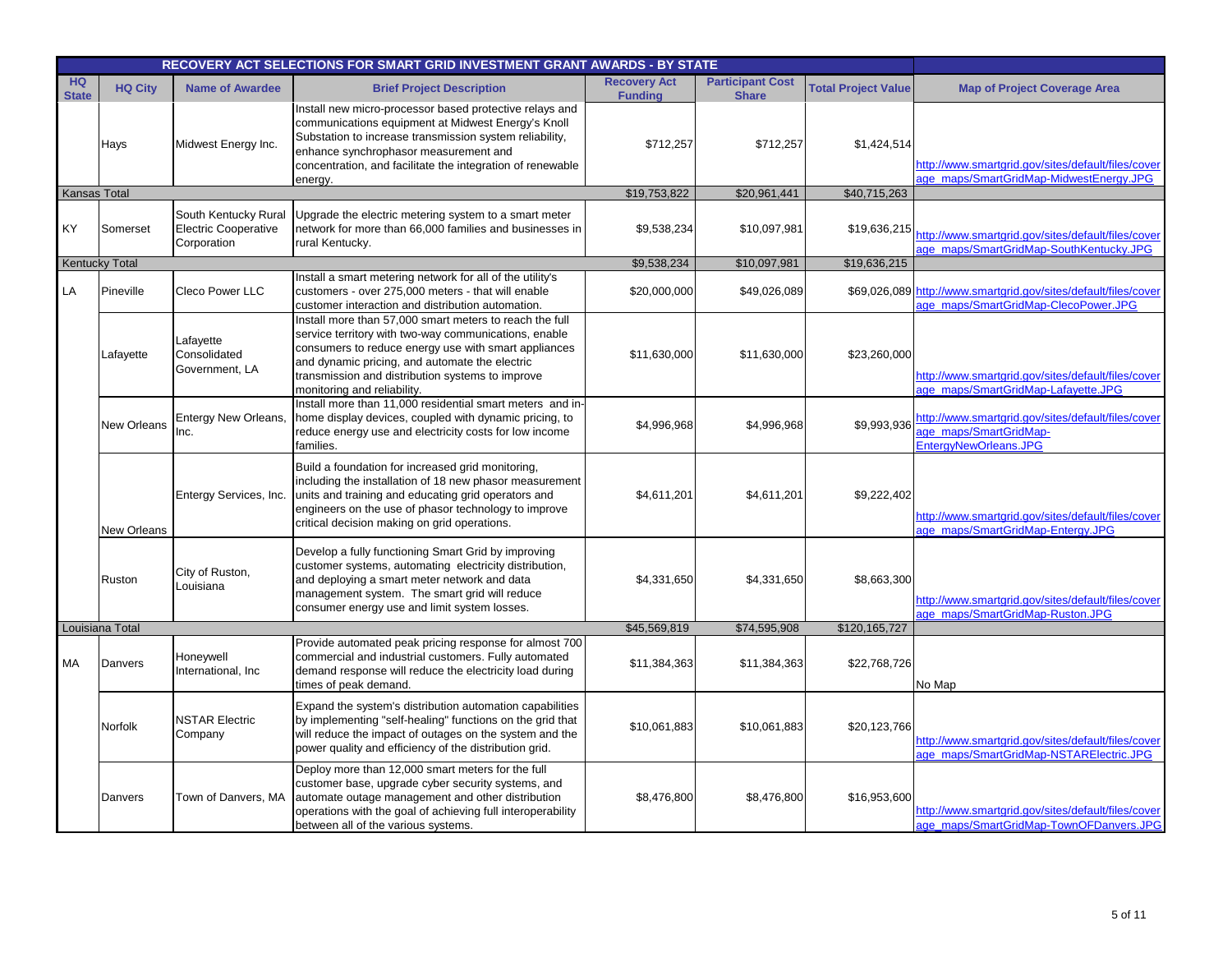| RECOVERY ACT SELECTIONS FOR SMART GRID INVESTMENT GRANT AWARDS - BY STATE | | | | | | | |
|---|---|---|---|---|---|---|---|
| HQ State | HQ City | Name of Awardee | Brief Project Description | Recovery Act Funding | Participant Cost Share | Total Project Value | Map of Project Coverage Area |
| | Hays | Midwest Energy Inc. | Install new micro-processor based protective relays and communications equipment at Midwest Energy's Knoll Substation to increase transmission system reliability, enhance synchrophasor measurement and concentration, and facilitate the integration of renewable energy. | $712,257 | $712,257 | $1,424,514 | http://www.smartgrid.gov/sites/default/files/coverage_maps/SmartGridMap-MidwestEnergy.JPG |
| Kansas Total | | | | $19,753,822 | $20,961,441 | $40,715,263 | |
| KY | Somerset | South Kentucky Rural Electric Cooperative Corporation | Upgrade the electric metering system to a smart meter network for more than 66,000 families and businesses in rural Kentucky. | $9,538,234 | $10,097,981 | $19,636,215 | http://www.smartgrid.gov/sites/default/files/coverage_maps/SmartGridMap-SouthKentucky.JPG |
| Kentucky Total | | | | $9,538,234 | $10,097,981 | $19,636,215 | |
| LA | Pineville | Cleco Power LLC | Install a smart metering network for all of the utility's customers - over 275,000 meters - that will enable customer interaction and distribution automation. | $20,000,000 | $49,026,089 | $69,026,089 | http://www.smartgrid.gov/sites/default/files/coverage_maps/SmartGridMap-ClecoPower.JPG |
| | Lafayette | Lafayette Consolidated Government, LA | Install more than 57,000 smart meters to reach the full service territory with two-way communications, enable consumers to reduce energy use with smart appliances and dynamic pricing, and automate the electric transmission and distribution systems to improve monitoring and reliability. | $11,630,000 | $11,630,000 | $23,260,000 | http://www.smartgrid.gov/sites/default/files/coverage_maps/SmartGridMap-Lafayette.JPG |
| | New Orleans | Entergy New Orleans, Inc. | Install more than 11,000 residential smart meters and in-home display devices, coupled with dynamic pricing, to reduce energy use and electricity costs for low income families. | $4,996,968 | $4,996,968 | $9,993,936 | http://www.smartgrid.gov/sites/default/files/coverage_maps/SmartGridMap-EntergyNewOrleans.JPG |
| | New Orleans | Entergy Services, Inc. | Build a foundation for increased grid monitoring, including the installation of 18 new phasor measurement units and training and educating grid operators and engineers on the use of phasor technology to improve critical decision making on grid operations. | $4,611,201 | $4,611,201 | $9,222,402 | http://www.smartgrid.gov/sites/default/files/coverage_maps/SmartGridMap-Entergy.JPG |
| | Ruston | City of Ruston, Louisiana | Develop a fully functioning Smart Grid by improving customer systems, automating electricity distribution, and deploying a smart meter network and data management system. The smart grid will reduce consumer energy use and limit system losses. | $4,331,650 | $4,331,650 | $8,663,300 | http://www.smartgrid.gov/sites/default/files/coverage_maps/SmartGridMap-Ruston.JPG |
| Louisiana Total | | | | $45,569,819 | $74,595,908 | $120,165,727 | |
| MA | Danvers | Honeywell International, Inc | Provide automated peak pricing response for almost 700 commercial and industrial customers. Fully automated demand response will reduce the electricity load during times of peak demand. | $11,384,363 | $11,384,363 | $22,768,726 | No Map |
| | Norfolk | NSTAR Electric Company | Expand the system's distribution automation capabilities by implementing "self-healing" functions on the grid that will reduce the impact of outages on the system and the power quality and efficiency of the distribution grid. | $10,061,883 | $10,061,883 | $20,123,766 | http://www.smartgrid.gov/sites/default/files/coverage_maps/SmartGridMap-NSTARElectric.JPG |
| | Danvers | Town of Danvers, MA | Deploy more than 12,000 smart meters for the full customer base, upgrade cyber security systems, and automate outage management and other distribution operations with the goal of achieving full interoperability between all of the various systems. | $8,476,800 | $8,476,800 | $16,953,600 | http://www.smartgrid.gov/sites/default/files/coverage_maps/SmartGridMap-TownOFDanvers.JPG |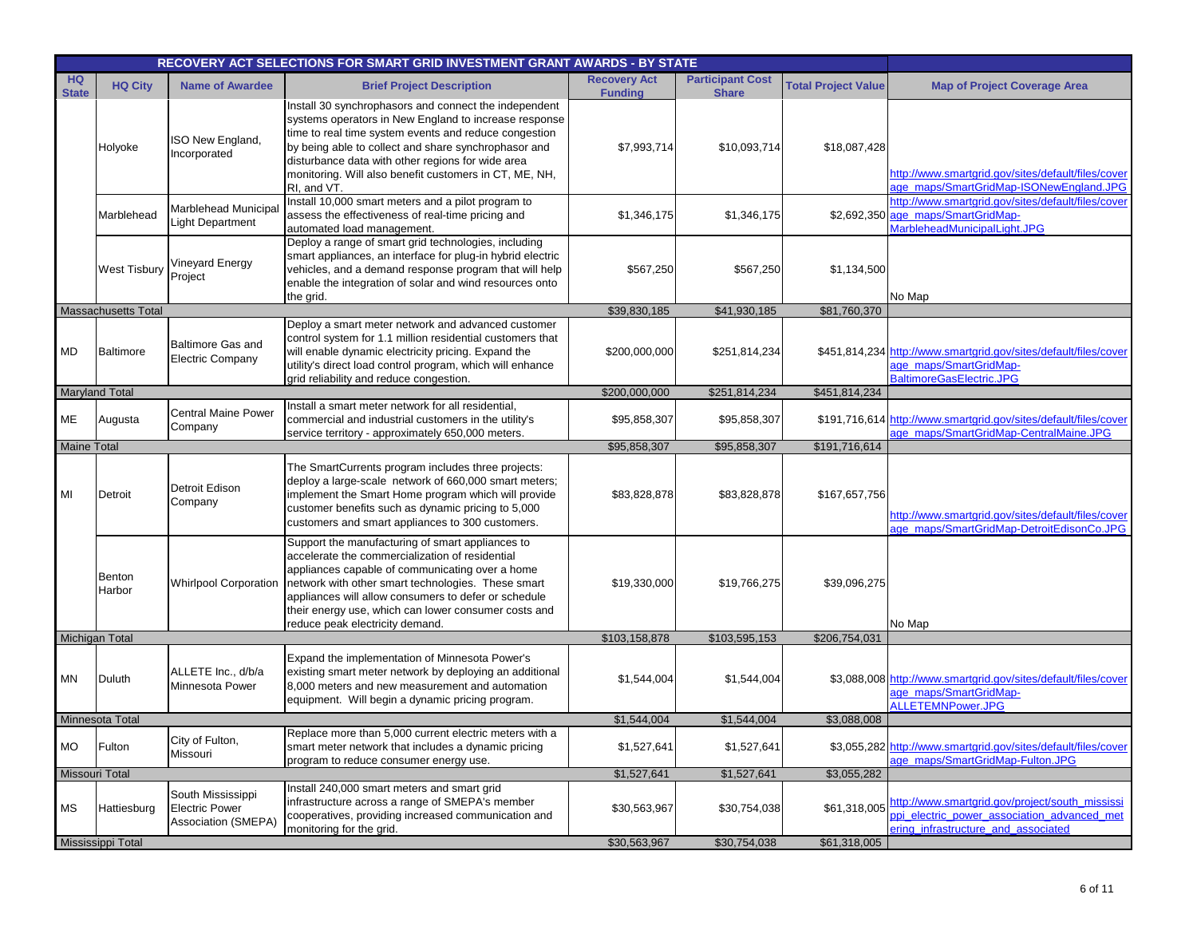| RECOVERY ACT SELECTIONS FOR SMART GRID INVESTMENT GRANT AWARDS - BY STATE | | | | | | | |
|---|---|---|---|---|---|---|---|
| HQ State | HQ City | Name of Awardee | Brief Project Description | Recovery Act Funding | Participant Cost Share | Total Project Value | Map of Project Coverage Area |
| | Holyoke | ISO New England, Incorporated | Install 30 synchrophasors and connect the independent systems operators in New England to increase response time to real time system events and reduce congestion by being able to collect and share synchrophasor and disturbance data with other regions for wide area monitoring. Will also benefit customers in CT, ME, NH, RI, and VT. | $7,993,714 | $10,093,714 | $18,087,428 | http://www.smartgrid.gov/sites/default/files/coverage_maps/SmartGridMap-ISONewEngland.JPG |
| | Marblehead | Marblehead Municipal Light Department | Install 10,000 smart meters and a pilot program to assess the effectiveness of real-time pricing and automated load management. | $1,346,175 | $1,346,175 | $2,692,350 | http://www.smartgrid.gov/sites/default/files/coverage_maps/SmartGridMap-MarbleheadMunicipalLight.JPG |
| | West Tisbury | Vineyard Energy Project | Deploy a range of smart grid technologies, including smart appliances, an interface for plug-in hybrid electric vehicles, and a demand response program that will help enable the integration of solar and wind resources onto the grid. | $567,250 | $567,250 | $1,134,500 | No Map |
| Massachusetts Total | | | | $39,830,185 | $41,930,185 | $81,760,370 | |
| MD | Baltimore | Baltimore Gas and Electric Company | Deploy a smart meter network and advanced customer control system for 1.1 million residential customers that will enable dynamic electricity pricing. Expand the utility's direct load control program, which will enhance grid reliability and reduce congestion. | $200,000,000 | $251,814,234 | $451,814,234 | http://www.smartgrid.gov/sites/default/files/coverage_maps/SmartGridMap-BaltimoreGasElectric.JPG |
| Maryland Total | | | | $200,000,000 | $251,814,234 | $451,814,234 | |
| ME | Augusta | Central Maine Power Company | Install a smart meter network for all residential, commercial and industrial customers in the utility's service territory - approximately 650,000 meters. | $95,858,307 | $95,858,307 | $191,716,614 | http://www.smartgrid.gov/sites/default/files/coverage_maps/SmartGridMap-CentralMaine.JPG |
| Maine Total | | | | $95,858,307 | $95,858,307 | $191,716,614 | |
| MI | Detroit | Detroit Edison Company | The SmartCurrents program includes three projects: deploy a large-scale network of 660,000 smart meters; implement the Smart Home program which will provide customer benefits such as dynamic pricing to 5,000 customers and smart appliances to 300 customers. | $83,828,878 | $83,828,878 | $167,657,756 | http://www.smartgrid.gov/sites/default/files/coverage_maps/SmartGridMap-DetroitEdisonCo.JPG |
| | Benton Harbor | Whirlpool Corporation | Support the manufacturing of smart appliances to accelerate the commercialization of residential appliances capable of communicating over a home network with other smart technologies. These smart appliances will allow consumers to defer or schedule their energy use, which can lower consumer costs and reduce peak electricity demand. | $19,330,000 | $19,766,275 | $39,096,275 | No Map |
| Michigan Total | | | | $103,158,878 | $103,595,153 | $206,754,031 | |
| MN | Duluth | ALLETE Inc., d/b/a Minnesota Power | Expand the implementation of Minnesota Power's existing smart meter network by deploying an additional 8,000 meters and new measurement and automation equipment. Will begin a dynamic pricing program. | $1,544,004 | $1,544,004 | $3,088,008 | http://www.smartgrid.gov/sites/default/files/coverage_maps/SmartGridMap-ALLETEMNPower.JPG |
| Minnesota Total | | | | $1,544,004 | $1,544,004 | $3,088,008 | |
| MO | Fulton | City of Fulton, Missouri | Replace more than 5,000 current electric meters with a smart meter network that includes a dynamic pricing program to reduce consumer energy use. | $1,527,641 | $1,527,641 | $3,055,282 | http://www.smartgrid.gov/sites/default/files/coverage_maps/SmartGridMap-Fulton.JPG |
| Missouri Total | | | | $1,527,641 | $1,527,641 | $3,055,282 | |
| MS | Hattiesburg | South Mississippi Electric Power Association (SMEPA) | Install 240,000 smart meters and smart grid infrastructure across a range of SMEPA's member cooperatives, providing increased communication and monitoring for the grid. | $30,563,967 | $30,754,038 | $61,318,005 | http://www.smartgrid.gov/project/south_mississippi_electric_power_association_advanced_metering_infrastructure_and_associated |
| Mississippi Total | | | | $30,563,967 | $30,754,038 | $61,318,005 | |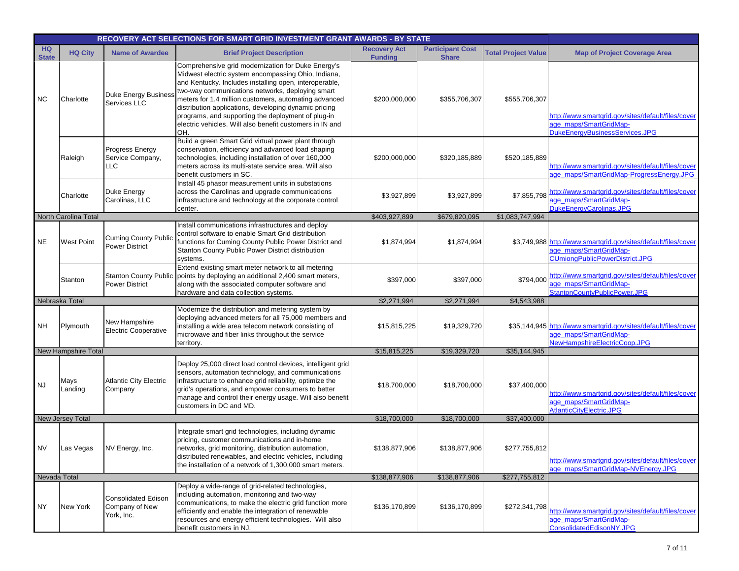| RECOVERY ACT SELECTIONS FOR SMART GRID INVESTMENT GRANT AWARDS - BY STATE | | | | | | | |
|---|---|---|---|---|---|---|---|
| **HQ State** | **HQ City** | **Name of Awardee** | **Brief Project Description** | **Recovery Act Funding** | **Participant Cost Share** | **Total Project Value** | **Map of Project Coverage Area** |
| NC | Charlotte | Duke Energy Business Services LLC | Comprehensive grid modernization for Duke Energy's Midwest electric system encompassing Ohio, Indiana, and Kentucky. Includes installing open, interoperable, two-way communications networks, deploying smart meters for 1.4 million customers, automating advanced distribution applications, developing dynamic pricing programs, and supporting the deployment of plug-in electric vehicles. Will also benefit customers in IN and OH. | $200,000,000 | $355,706,307 | $555,706,307 | http://www.smartgrid.gov/sites/default/files/coverage_maps/SmartGridMap-DukeEnergyBusinessServices.JPG |
| | Raleigh | Progress Energy Service Company, LLC | Build a green Smart Grid virtual power plant through conservation, efficiency and advanced load shaping technologies, including installation of over 160,000 meters across its multi-state service area. Will also benefit customers in SC. | $200,000,000 | $320,185,889 | $520,185,889 | http://www.smartgrid.gov/sites/default/files/coverage_maps/SmartGridMap-ProgressEnergy.JPG |
| | Charlotte | Duke Energy Carolinas, LLC | Install 45 phasor measurement units in substations across the Carolinas and upgrade communications infrastructure and technology at the corporate control center. | $3,927,899 | $3,927,899 | $7,855,798 | http://www.smartgrid.gov/sites/default/files/coverage_maps/SmartGridMap-DukeEnergyCarolinas.JPG |
| North Carolina Total | | | | $403,927,899 | $679,820,095 | $1,083,747,994 | |
| NE | West Point | Cuming County Public Power District | Install communications infrastructures and deploy control software to enable Smart Grid distribution functions for Cuming County Public Power District and Stanton County Public Power District distribution systems. | $1,874,994 | $1,874,994 | $3,749,988 | http://www.smartgrid.gov/sites/default/files/coverage_maps/SmartGridMap-CUmiongPublicPowerDistrict.JPG |
| | Stanton | Stanton County Public Power District | Extend existing smart meter network to all metering points by deploying an additional 2,400 smart meters, along with the associated computer software and hardware and data collection systems. | $397,000 | $397,000 | $794,000 | http://www.smartgrid.gov/sites/default/files/coverage_maps/SmartGridMap-StantonCountyPublicPower.JPG |
| Nebraska Total | | | | $2,271,994 | $2,271,994 | $4,543,988 | |
| NH | Plymouth | New Hampshire Electric Cooperative | Modernize the distribution and metering system by deploying advanced meters for all 75,000 members and installing a wide area telecom network consisting of microwave and fiber links throughout the service territory. | $15,815,225 | $19,329,720 | $35,144,945 | http://www.smartgrid.gov/sites/default/files/coverage_maps/SmartGridMap-NewHampshireElectricCoop.JPG |
| New Hampshire Total | | | | $15,815,225 | $19,329,720 | $35,144,945 | |
| NJ | Mays Landing | Atlantic City Electric Company | Deploy 25,000 direct load control devices, intelligent grid sensors, automation technology, and communications infrastructure to enhance grid reliability, optimize the grid's operations, and empower consumers to better manage and control their energy usage. Will also benefit customers in DC and MD. | $18,700,000 | $18,700,000 | $37,400,000 | http://www.smartgrid.gov/sites/default/files/coverage_maps/SmartGridMap-AtlanticCityElectric.JPG |
| New Jersey Total | | | | $18,700,000 | $18,700,000 | $37,400,000 | |
| NV | Las Vegas | NV Energy, Inc. | Integrate smart grid technologies, including dynamic pricing, customer communications and in-home networks, grid monitoring, distribution automation, distributed renewables, and electric vehicles, including the installation of a network of 1,300,000 smart meters. | $138,877,906 | $138,877,906 | $277,755,812 | http://www.smartgrid.gov/sites/default/files/coverage_maps/SmartGridMap-NVEnergy.JPG |
| Nevada Total | | | | $138,877,906 | $138,877,906 | $277,755,812 | |
| NY | New York | Consolidated Edison Company of New York, Inc. | Deploy a wide-range of grid-related technologies, including automation, monitoring and two-way communications, to make the electric grid function more efficiently and enable the integration of renewable resources and energy efficient technologies. Will also benefit customers in NJ. | $136,170,899 | $136,170,899 | $272,341,798 | http://www.smartgrid.gov/sites/default/files/coverage_maps/SmartGridMap-ConsolidatedEdisonNY.JPG |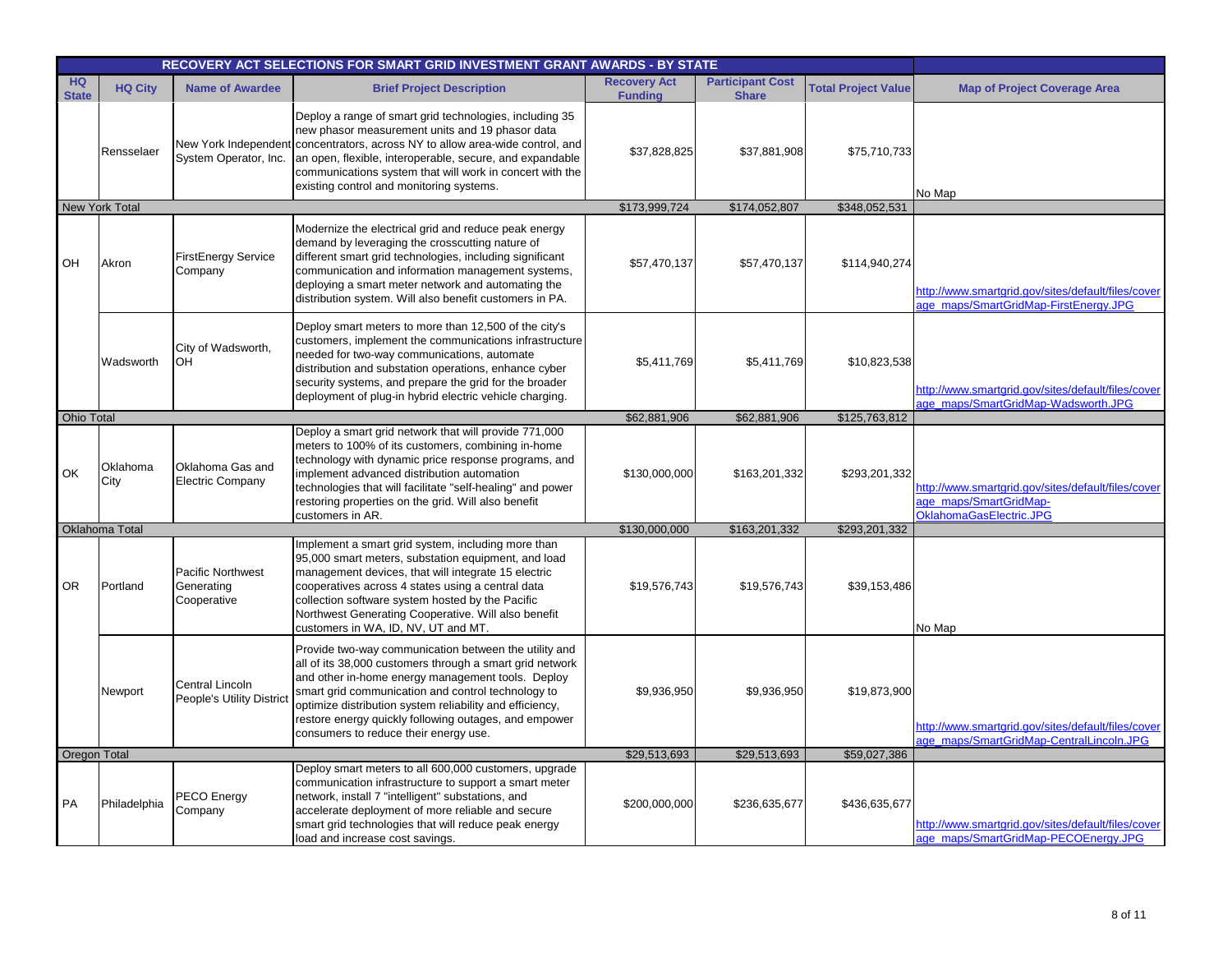| RECOVERY ACT SELECTIONS FOR SMART GRID INVESTMENT GRANT AWARDS - BY STATE | | | | | | | |
|---|---|---|---|---|---|---|---|
| HQ State | HQ City | Name of Awardee | Brief Project Description | Recovery Act Funding | Participant Cost Share | Total Project Value | Map of Project Coverage Area |
| | Rensselaer | New York Independent System Operator, Inc. | Deploy a range of smart grid technologies, including 35 new phasor measurement units and 19 phasor data concentrators, across NY to allow area-wide control, and an open, flexible, interoperable, secure, and expandable communications system that will work in concert with the existing control and monitoring systems. | $37,828,825 | $37,881,908 | $75,710,733 | No Map |
| New York Total | | | | $173,999,724 | $174,052,807 | $348,052,531 | |
| OH | Akron | FirstEnergy Service Company | Modernize the electrical grid and reduce peak energy demand by leveraging the crosscutting nature of different smart grid technologies, including significant communication and information management systems, deploying a smart meter network and automating the distribution system. Will also benefit customers in PA. | $57,470,137 | $57,470,137 | $114,940,274 | http://www.smartgrid.gov/sites/default/files/coverage_maps/SmartGridMap-FirstEnergy.JPG |
| | Wadsworth | City of Wadsworth, OH | Deploy smart meters to more than 12,500 of the city's customers, implement the communications infrastructure needed for two-way communications, automate distribution and substation operations, enhance cyber security systems, and prepare the grid for the broader deployment of plug-in hybrid electric vehicle charging. | $5,411,769 | $5,411,769 | $10,823,538 | http://www.smartgrid.gov/sites/default/files/coverage_maps/SmartGridMap-Wadsworth.JPG |
| Ohio Total | | | | $62,881,906 | $62,881,906 | $125,763,812 | |
| OK | Oklahoma City | Oklahoma Gas and Electric Company | Deploy a smart grid network that will provide 771,000 meters to 100% of its customers, combining in-home technology with dynamic price response programs, and implement advanced distribution automation technologies that will facilitate "self-healing" and power restoring properties on the grid. Will also benefit customers in AR. | $130,000,000 | $163,201,332 | $293,201,332 | http://www.smartgrid.gov/sites/default/files/coverage_maps/SmartGridMap-OklahomaGasElectric.JPG |
| Oklahoma Total | | | | $130,000,000 | $163,201,332 | $293,201,332 | |
| OR | Portland | Pacific Northwest Generating Cooperative | Implement a smart grid system, including more than 95,000 smart meters, substation equipment, and load management devices, that will integrate 15 electric cooperatives across 4 states using a central data collection software system hosted by the Pacific Northwest Generating Cooperative. Will also benefit customers in WA, ID, NV, UT and MT. | $19,576,743 | $19,576,743 | $39,153,486 | No Map |
| | Newport | Central Lincoln People's Utility District | Provide two-way communication between the utility and all of its 38,000 customers through a smart grid network and other in-home energy management tools. Deploy smart grid communication and control technology to optimize distribution system reliability and efficiency, restore energy quickly following outages, and empower consumers to reduce their energy use. | $9,936,950 | $9,936,950 | $19,873,900 | http://www.smartgrid.gov/sites/default/files/coverage_maps/SmartGridMap-CentralLincoln.JPG |
| Oregon Total | | | | $29,513,693 | $29,513,693 | $59,027,386 | |
| PA | Philadelphia | PECO Energy Company | Deploy smart meters to all 600,000 customers, upgrade communication infrastructure to support a smart meter network, install 7 "intelligent" substations, and accelerate deployment of more reliable and secure smart grid technologies that will reduce peak energy load and increase cost savings. | $200,000,000 | $236,635,677 | $436,635,677 | http://www.smartgrid.gov/sites/default/files/coverage_maps/SmartGridMap-PECOEnergy.JPG |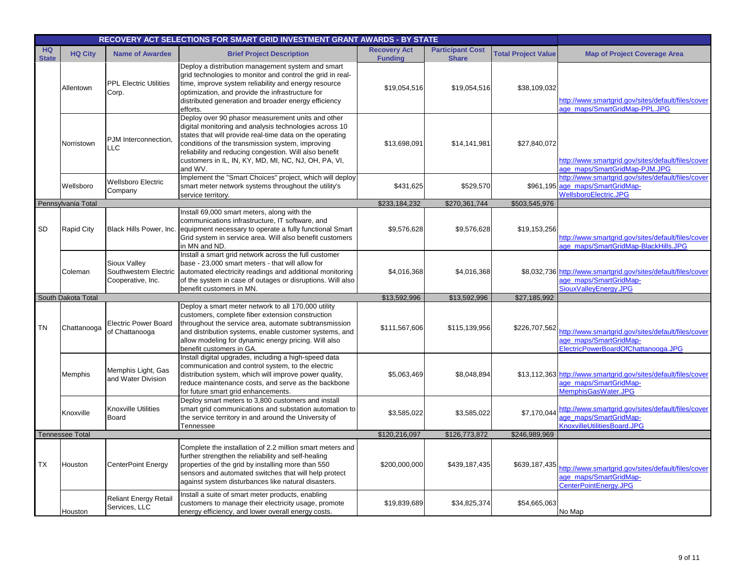| RECOVERY ACT SELECTIONS FOR SMART GRID INVESTMENT GRANT AWARDS - BY STATE | | | | | | | |
|---|---|---|---|---|---|---|---|
| **HQ State** | **HQ City** | **Name of Awardee** | **Brief Project Description** | **Recovery Act Funding** | **Participant Cost Share** | **Total Project Value** | **Map of Project Coverage Area** |
| | Allentown | PPL Electric Utilities Corp. | Deploy a distribution management system and smart grid technologies to monitor and control the grid in real-time, improve system reliability and energy resource optimization, and provide the infrastructure for distributed generation and broader energy efficiency efforts. | $19,054,516 | $19,054,516 | $38,109,032 | http://www.smartgrid.gov/sites/default/files/coverage_maps/SmartGridMap-PPL.JPG |
| | Norristown | PJM Interconnection, LLC | Deploy over 90 phasor measurement units and other digital monitoring and analysis technologies across 10 states that will provide real-time data on the operating conditions of the transmission system, improving reliability and reducing congestion. Will also benefit customers in IL, IN, KY, MD, MI, NC, NJ, OH, PA, VI, and WV. | $13,698,091 | $14,141,981 | $27,840,072 | http://www.smartgrid.gov/sites/default/files/coverage_maps/SmartGridMap-PJM.JPG |
| | Wellsboro | Wellsboro Electric Company | Implement the "Smart Choices" project, which will deploy smart meter network systems throughout the utility's service territory. | $431,625 | $529,570 | $961,195 | http://www.smartgrid.gov/sites/default/files/coverage_maps/SmartGridMap-WellsboroElectric.JPG |
| Pennsylvania Total | | | | $233,184,232 | $270,361,744 | $503,545,976 | |
| SD | Rapid City | Black Hills Power, Inc. | Install 69,000 smart meters, along with the communications infrastructure, IT software, and equipment necessary to operate a fully functional Smart Grid system in service area. Will also benefit customers in MN and ND. | $9,576,628 | $9,576,628 | $19,153,256 | http://www.smartgrid.gov/sites/default/files/coverage_maps/SmartGridMap-BlackHills.JPG |
| | Coleman | Sioux Valley Southwestern Electric Cooperative, Inc. | Install a smart grid network across the full customer base - 23,000 smart meters - that will allow for automated electricity readings and additional monitoring of the system in case of outages or disruptions. Will also benefit customers in MN. | $4,016,368 | $4,016,368 | $8,032,736 | http://www.smartgrid.gov/sites/default/files/coverage_maps/SmartGridMap-SiouxValleyEnergy.JPG |
| South Dakota Total | | | | $13,592,996 | $13,592,996 | $27,185,992 | |
| TN | Chattanooga | Electric Power Board of Chattanooga | Deploy a smart meter network to all 170,000 utility customers, complete fiber extension construction throughout the service area, automate subtransmission and distribution systems, enable customer systems, and allow modeling for dynamic energy pricing. Will also benefit customers in GA. | $111,567,606 | $115,139,956 | $226,707,562 | http://www.smartgrid.gov/sites/default/files/coverage_maps/SmartGridMap-ElectricPowerBoardOfChattanooga.JPG |
| | Memphis | Memphis Light, Gas and Water Division | Install digital upgrades, including a high-speed data communication and control system, to the electric distribution system, which will improve power quality, reduce maintenance costs, and serve as the backbone for future smart grid enhancements. | $5,063,469 | $8,048,894 | $13,112,363 | http://www.smartgrid.gov/sites/default/files/coverage_maps/SmartGridMap-MemphisGasWater.JPG |
| | Knoxville | Knoxville Utilities Board | Deploy smart meters to 3,800 customers and install smart grid communications and substation automation to the service territory in and around the University of Tennessee | $3,585,022 | $3,585,022 | $7,170,044 | http://www.smartgrid.gov/sites/default/files/coverage_maps/SmartGridMap-KnoxvilleUtilitiesBoard.JPG |
| Tennessee Total | | | | $120,216,097 | $126,773,872 | $246,989,969 | |
| TX | Houston | CenterPoint Energy | Complete the installation of 2.2 million smart meters and further strengthen the reliability and self-healing properties of the grid by installing more than 550 sensors and automated switches that will help protect against system disturbances like natural disasters. | $200,000,000 | $439,187,435 | $639,187,435 | http://www.smartgrid.gov/sites/default/files/coverage_maps/SmartGridMap-CenterPointEnergy.JPG |
| | Houston | Reliant Energy Retail Services, LLC | Install a suite of smart meter products, enabling customers to manage their electricity usage, promote energy efficiency, and lower overall energy costs. | $19,839,689 | $34,825,374 | $54,665,063 | No Map |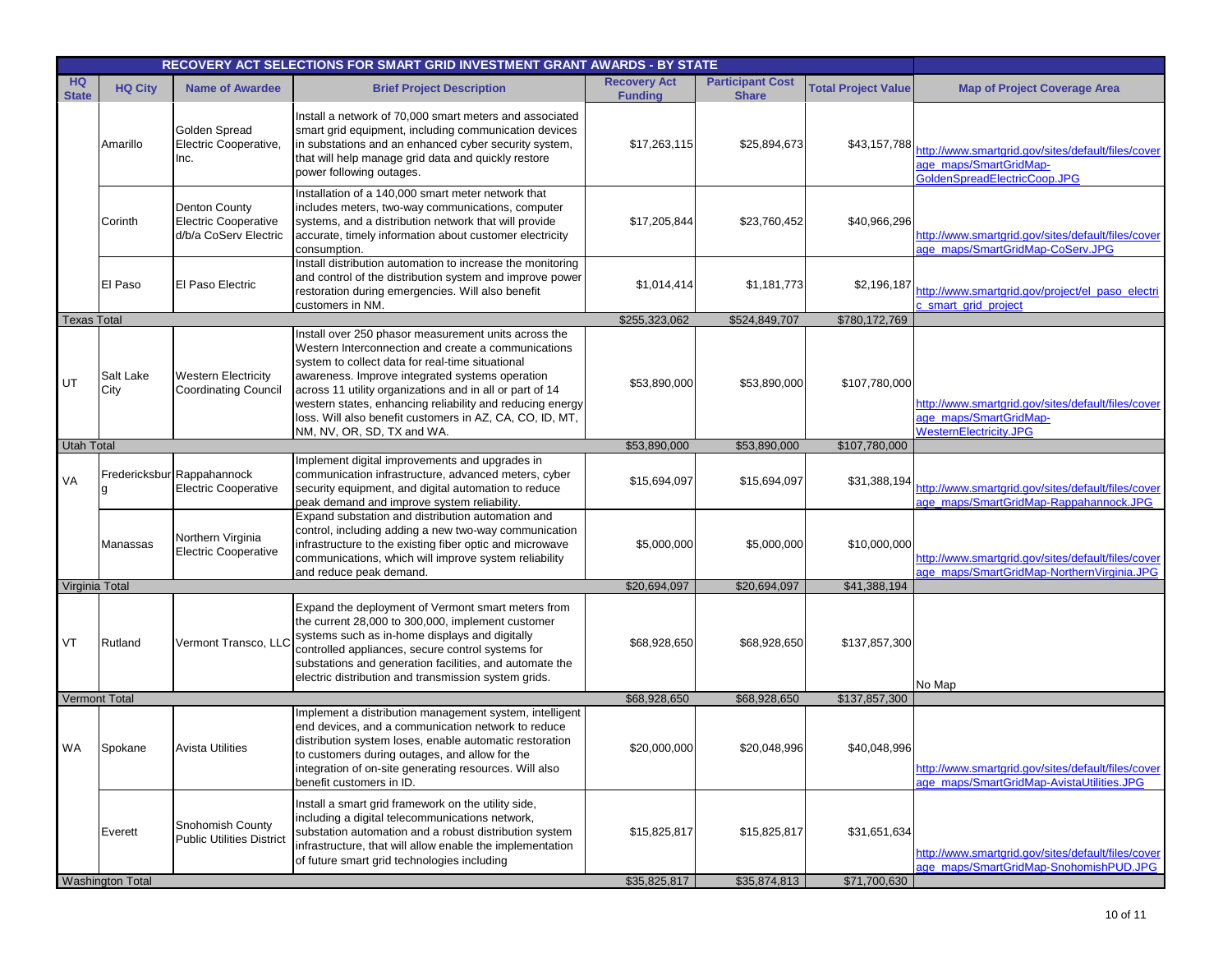| RECOVERY ACT SELECTIONS FOR SMART GRID INVESTMENT GRANT AWARDS - BY STATE | | | | | | | |
|---|---|---|---|---|---|---|---|
| HQ State | HQ City | Name of Awardee | Brief Project Description | Recovery Act Funding | Participant Cost Share | Total Project Value | Map of Project Coverage Area |
| | Amarillo | Golden Spread Electric Cooperative, Inc. | Install a network of 70,000 smart meters and associated smart grid equipment, including communication devices in substations and an enhanced cyber security system, that will help manage grid data and quickly restore power following outages. | $17,263,115 | $25,894,673 | $43,157,788 | http://www.smartgrid.gov/sites/default/files/coverage_maps/SmartGridMap-GoldenSpreadElectricCoop.JPG |
| | Corinth | Denton County Electric Cooperative d/b/a CoServ Electric | Installation of a 140,000 smart meter network that includes meters, two-way communications, computer systems, and a distribution network that will provide accurate, timely information about customer electricity consumption. | $17,205,844 | $23,760,452 | $40,966,296 | http://www.smartgrid.gov/sites/default/files/coverage_maps/SmartGridMap-CoServ.JPG |
| | El Paso | El Paso Electric | Install distribution automation to increase the monitoring and control of the distribution system and improve power restoration during emergencies. Will also benefit customers in NM. | $1,014,414 | $1,181,773 | $2,196,187 | http://www.smartgrid.gov/project/el_paso_electric_smart_grid_project |
| Texas Total | | | | $255,323,062 | $524,849,707 | $780,172,769 | |
| UT | Salt Lake City | Western Electricity Coordinating Council | Install over 250 phasor measurement units across the Western Interconnection and create a communications system to collect data for real-time situational awareness. Improve integrated systems operation across 11 utility organizations and in all or part of 14 western states, enhancing reliability and reducing energy loss. Will also benefit customers in AZ, CA, CO, ID, MT, NM, NV, OR, SD, TX and WA. | $53,890,000 | $53,890,000 | $107,780,000 | http://www.smartgrid.gov/sites/default/files/coverage_maps/SmartGridMap-WesternElectricity.JPG |
| Utah Total | | | | $53,890,000 | $53,890,000 | $107,780,000 | |
| VA | Fredericksburg | Rappahannock Electric Cooperative | Implement digital improvements and upgrades in communication infrastructure, advanced meters, cyber security equipment, and digital automation to reduce peak demand and improve system reliability. | $15,694,097 | $15,694,097 | $31,388,194 | http://www.smartgrid.gov/sites/default/files/coverage_maps/SmartGridMap-Rappahannock.JPG |
| | Manassas | Northern Virginia Electric Cooperative | Expand substation and distribution automation and control, including adding a new two-way communication infrastructure to the existing fiber optic and microwave communications, which will improve system reliability and reduce peak demand. | $5,000,000 | $5,000,000 | $10,000,000 | http://www.smartgrid.gov/sites/default/files/coverage_maps/SmartGridMap-NorthernVirginia.JPG |
| Virginia Total | | | | $20,694,097 | $20,694,097 | $41,388,194 | |
| VT | Rutland | Vermont Transco, LLC | Expand the deployment of Vermont smart meters from the current 28,000 to 300,000, implement customer systems such as in-home displays and digitally controlled appliances, secure control systems for substations and generation facilities, and automate the electric distribution and transmission system grids. | $68,928,650 | $68,928,650 | $137,857,300 | No Map |
| Vermont Total | | | | $68,928,650 | $68,928,650 | $137,857,300 | |
| WA | Spokane | Avista Utilities | Implement a distribution management system, intelligent end devices, and a communication network to reduce distribution system loses, enable automatic restoration to customers during outages, and allow for the integration of on-site generating resources. Will also benefit customers in ID. | $20,000,000 | $20,048,996 | $40,048,996 | http://www.smartgrid.gov/sites/default/files/coverage_maps/SmartGridMap-AvistaUtilities.JPG |
| | Everett | Snohomish County Public Utilities District | Install a smart grid framework on the utility side, including a digital telecommunications network, substation automation and a robust distribution system infrastructure, that will allow enable the implementation of future smart grid technologies including | $15,825,817 | $15,825,817 | $31,651,634 | http://www.smartgrid.gov/sites/default/files/coverage_maps/SmartGridMap-SnohomishPUD.JPG |
| Washington Total | | | | $35,825,817 | $35,874,813 | $71,700,630 | |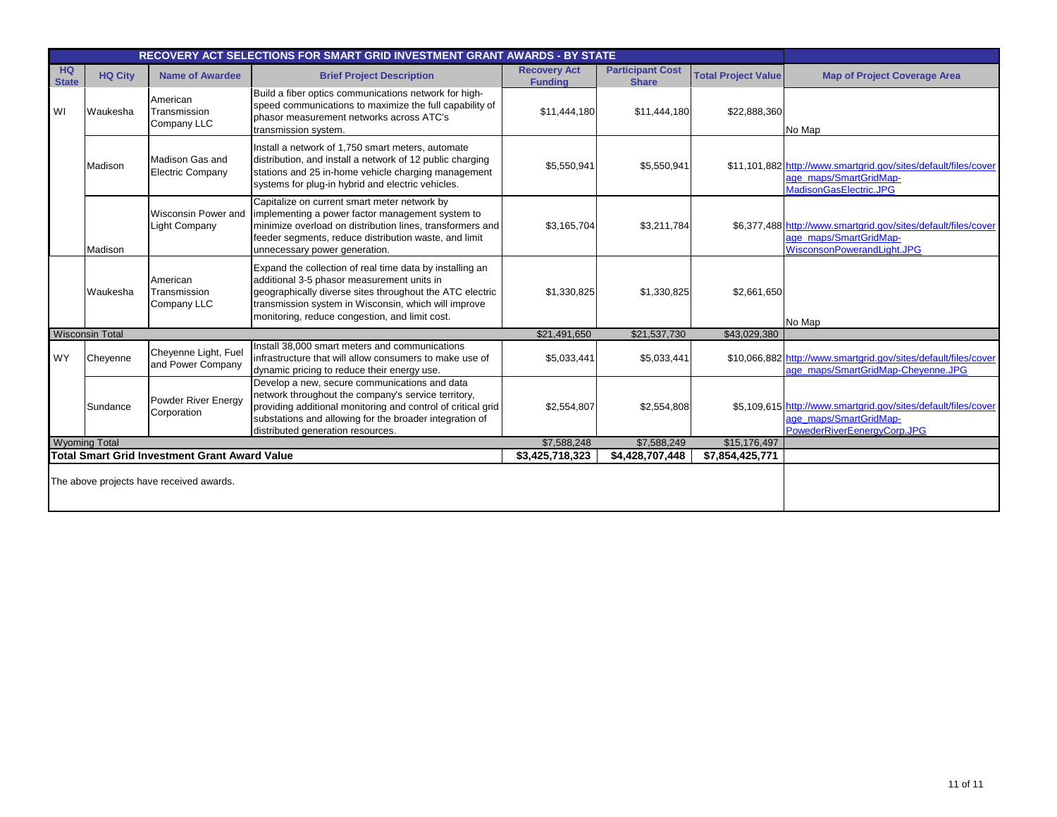| RECOVERY ACT SELECTIONS FOR SMART GRID INVESTMENT GRANT AWARDS - BY STATE | | | | | | | |
|---|---|---|---|---|---|---|---|
| HQ State | HQ City | Name of Awardee | Brief Project Description | Recovery Act Funding | Participant Cost Share | Total Project Value | Map of Project Coverage Area |
| WI | Waukesha | American Transmission Company LLC | Build a fiber optics communications network for high-speed communications to maximize the full capability of phasor measurement networks across ATC's transmission system. | $11,444,180 | $11,444,180 | $22,888,360 | No Map |
| | Madison | Madison Gas and Electric Company | Install a network of 1,750 smart meters, automate distribution, and install a network of 12 public charging stations and 25 in-home vehicle charging management systems for plug-in hybrid and electric vehicles. | $5,550,941 | $5,550,941 | $11,101,882 | http://www.smartgrid.gov/sites/default/files/coverage_maps/SmartGridMap-MadisonGasElectric.JPG |
| | Madison | Wisconsin Power and Light Company | Capitalize on current smart meter network by implementing a power factor management system to minimize overload on distribution lines, transformers and feeder segments, reduce distribution waste, and limit unnecessary power generation. | $3,165,704 | $3,211,784 | $6,377,488 | http://www.smartgrid.gov/sites/default/files/coverage_maps/SmartGridMap-WisconsonPowerandLight.JPG |
| | Waukesha | American Transmission Company LLC | Expand the collection of real time data by installing an additional 3-5 phasor measurement units in geographically diverse sites throughout the ATC electric transmission system in Wisconsin, which will improve monitoring, reduce congestion, and limit cost. | $1,330,825 | $1,330,825 | $2,661,650 | No Map |
| Wisconsin Total | | | | $21,491,650 | $21,537,730 | $43,029,380 | |
| WY | Cheyenne | Cheyenne Light, Fuel and Power Company | Install 38,000 smart meters and communications infrastructure that will allow consumers to make use of dynamic pricing to reduce their energy use. | $5,033,441 | $5,033,441 | $10,066,882 | http://www.smartgrid.gov/sites/default/files/coverage_maps/SmartGridMap-Cheyenne.JPG |
| | Sundance | Powder River Energy Corporation | Develop a new, secure communications and data network throughout the company's service territory, providing additional monitoring and control of critical grid substations and allowing for the broader integration of distributed generation resources. | $2,554,807 | $2,554,808 | $5,109,615 | http://www.smartgrid.gov/sites/default/files/coverage_maps/SmartGridMap-PowederRiverEenergyCorp.JPG |
| Wyoming Total | | | | $7,588,248 | $7,588,249 | $15,176,497 | |
| **Total Smart Grid Investment Grant Award Value** | | | | **$3,425,718,323** | **$4,428,707,448** | **$7,854,425,771** | |

The above projects have received awards.